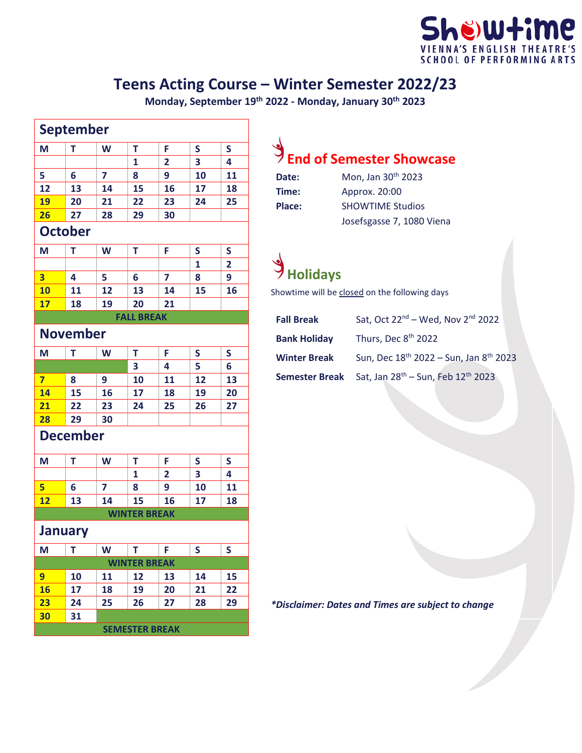Showtime
VIENNA'S ENGLISH THEATRE'S
SCHOOL OF PERFORMING ARTS

# Teens Acting Course – Winter Semester 2022/23

**Monday, September 19th 2022 - Monday, January 30th 2023**

## September

| M | T | W | T | F | S | S |
|---|---|---|---|---|---|---|
| | | | 1 | 2 | 3 | 4 |
| 5 | 6 | 7 | 8 | 9 | 10 | 11 |
| 12 | 13 | 14 | 15 | 16 | 17 | 18 |
| 19 | 20 | 21 | 22 | 23 | 24 | 25 |
| 26 | 27 | 28 | 29 | 30 | | |

## October

| M | T | W | T | F | S | S |
|---|---|---|---|---|---|---|
| | | | | | 1 | 2 |
| 3 | 4 | 5 | 6 | 7 | 8 | 9 |
| 10 | 11 | 12 | 13 | 14 | 15 | 16 |
| 17 | 18 | 19 | 20 | 21 | | |
| FALL BREAK | | | | | | |

## November

| M | T | W | T | F | S | S |
|---|---|---|---|---|---|---|
| | | | 3 | 4 | 5 | 6 |
| 7 | 8 | 9 | 10 | 11 | 12 | 13 |
| 14 | 15 | 16 | 17 | 18 | 19 | 20 |
| 21 | 22 | 23 | 24 | 25 | 26 | 27 |
| 28 | 29 | 30 | | | | |

## December

| M | T | W | T | F | S | S |
|---|---|---|---|---|---|---|
| | | | 1 | 2 | 3 | 4 |
| 5 | 6 | 7 | 8 | 9 | 10 | 11 |
| 12 | 13 | 14 | 15 | 16 | 17 | 18 |
| WINTER BREAK | | | | | | |

## January

| M | T | W | T | F | S | S |
|---|---|---|---|---|---|---|
| WINTER BREAK | | | | | | |
| 9 | 10 | 11 | 12 | 13 | 14 | 15 |
| 16 | 17 | 18 | 19 | 20 | 21 | 22 |
| 23 | 24 | 25 | 26 | 27 | 28 | 29 |
| 30 | 31 | | | | | |
| SEMESTER BREAK | | | | | | |

## End of Semester Showcase

| | |
|---|---|
| **Date:** | Mon, Jan 30th 2023 |
| **Time:** | Approx. 20:00 |
| **Place:** | SHOWTIME Studios<br>Josefsgasse 7, 1080 Viena |

## Holidays

Showtime will be closed on the following days

| | |
|---|---|
| **Fall Break** | Sat, Oct 22nd – Wed, Nov 2nd 2022 |
| **Bank Holiday** | Thurs, Dec 8th 2022 |
| **Winter Break** | Sun, Dec 18th 2022 – Sun, Jan 8th 2023 |
| **Semester Break** | Sat, Jan 28th – Sun, Feb 12th 2023 |

***Disclaimer: Dates and Times are subject to change***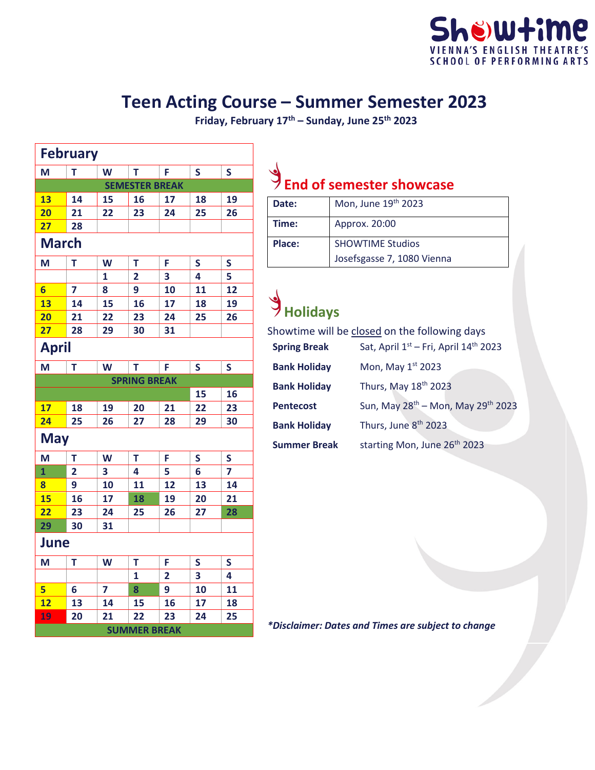# Teen Acting Course – Summer Semester 2023

**Friday, February 17th – Sunday, June 25th 2023**

## February

| M | T | W | T | F | S | S |
|---|---|---|---|---|---|---|
| SEMESTER BREAK | | | | | | |
| 13 | 14 | 15 | 16 | 17 | 18 | 19 |
| 20 | 21 | 22 | 23 | 24 | 25 | 26 |
| 27 | 28 | | | | | |

## March

| M | T | W | T | F | S | S |
|---|---|---|---|---|---|---|
| | | 1 | 2 | 3 | 4 | 5 |
| 6 | 7 | 8 | 9 | 10 | 11 | 12 |
| 13 | 14 | 15 | 16 | 17 | 18 | 19 |
| 20 | 21 | 22 | 23 | 24 | 25 | 26 |
| 27 | 28 | 29 | 30 | 31 | | |

## April

| M | T | W | T | F | S | S |
|---|---|---|---|---|---|---|
| SPRING BREAK | | | | | | |
| | | | | | 15 | 16 |
| 17 | 18 | 19 | 20 | 21 | 22 | 23 |
| 24 | 25 | 26 | 27 | 28 | 29 | 30 |

## May

| M | T | W | T | F | S | S |
|---|---|---|---|---|---|---|
| 1 | 2 | 3 | 4 | 5 | 6 | 7 |
| 8 | 9 | 10 | 11 | 12 | 13 | 14 |
| 15 | 16 | 17 | 18 | 19 | 20 | 21 |
| 22 | 23 | 24 | 25 | 26 | 27 | 28 |
| 29 | 30 | 31 | | | | |

## June

| M | T | W | T | F | S | S |
|---|---|---|---|---|---|---|
| | | | 1 | 2 | 3 | 4 |
| 5 | 6 | 7 | 8 | 9 | 10 | 11 |
| 12 | 13 | 14 | 15 | 16 | 17 | 18 |
| 19 | 20 | 21 | 22 | 23 | 24 | 25 |
| SUMMER BREAK | | | | | | |

## End of semester showcase

| | |
|---|---|
| **Date:** | Mon, June 19th 2023 |
| **Time:** | Approx. 20:00 |
| **Place:** | SHOWTIME Studios<br>Josefsgasse 7, 1080 Vienna |

## Holidays

Showtime will be closed on the following days

| | |
|---|---|
| **Spring Break** | Sat, April 1st – Fri, April 14th 2023 |
| **Bank Holiday** | Mon, May 1st 2023 |
| **Bank Holiday** | Thurs, May 18th 2023 |
| **Pentecost** | Sun, May 28th – Mon, May 29th 2023 |
| **Bank Holiday** | Thurs, June 8th 2023 |
| **Summer Break** | starting Mon, June 26th 2023 |

***Disclaimer: Dates and Times are subject to change**